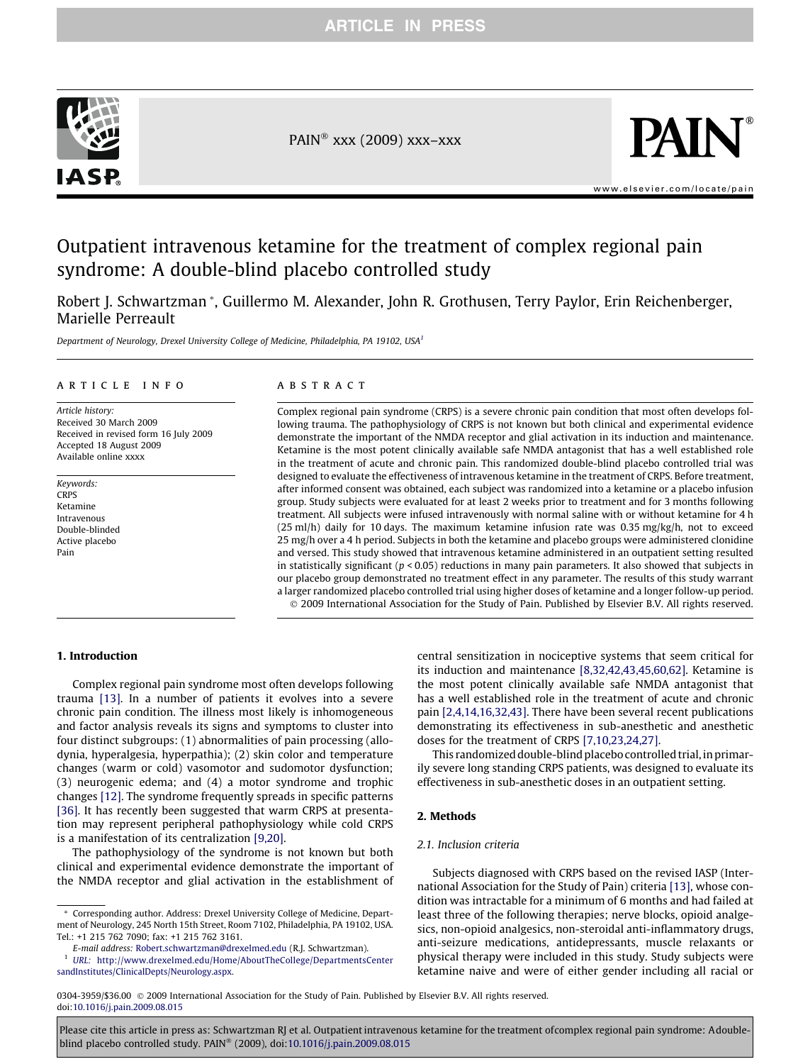# Outpatient intravenous ketamine for the treatment of complex regional pain syndrome: A double-blind placebo controlled study

Robert J. Schwartzman *, Guillermo M. Alexander, John R. Grothusen, Terry Paylor, Erin Reichenberger, Marielle Perreault

*Department of Neurology, Drexel University College of Medicine, Philadelphia, PA 19102, USA[1]*

## ARTICLE INFO

*Article history:*
Received 30 March 2009
Received in revised form 16 July 2009
Accepted 18 August 2009
Available online xxxx

*Keywords:*
CRPS
Ketamine
Intravenous
Double-blinded
Active placebo
Pain

## ABSTRACT

Complex regional pain syndrome (CRPS) is a severe chronic pain condition that most often develops following trauma. The pathophysiology of CRPS is not known but both clinical and experimental evidence demonstrate the important of the NMDA receptor and glial activation in its induction and maintenance. Ketamine is the most potent clinically available safe NMDA antagonist that has a well established role in the treatment of acute and chronic pain. This randomized double-blind placebo controlled trial was designed to evaluate the effectiveness of intravenous ketamine in the treatment of CRPS. Before treatment, after informed consent was obtained, each subject was randomized into a ketamine or a placebo infusion group. Study subjects were evaluated for at least 2 weeks prior to treatment and for 3 months following treatment. All subjects were infused intravenously with normal saline with or without ketamine for 4 h (25 ml/h) daily for 10 days. The maximum ketamine infusion rate was 0.35 mg/kg/h, not to exceed 25 mg/h over a 4 h period. Subjects in both the ketamine and placebo groups were administered clonidine and versed. This study showed that intravenous ketamine administered in an outpatient setting resulted in statistically significant ($p < 0.05$) reductions in many pain parameters. It also showed that subjects in our placebo group demonstrated no treatment effect in any parameter. The results of this study warrant a larger randomized placebo controlled trial using higher doses of ketamine and a longer follow-up period.

© 2009 International Association for the Study of Pain. Published by Elsevier B.V. All rights reserved.

## 1. Introduction

Complex regional pain syndrome most often develops following trauma [13]. In a number of patients it evolves into a severe chronic pain condition. The illness most likely is inhomogeneous and factor analysis reveals its signs and symptoms to cluster into four distinct subgroups: (1) abnormalities of pain processing (allodynia, hyperalgesia, hyperpathia); (2) skin color and temperature changes (warm or cold) vasomotor and sudomotor dysfunction; (3) neurogenic edema; and (4) a motor syndrome and trophic changes [12]. The syndrome frequently spreads in specific patterns [36]. It has recently been suggested that warm CRPS at presentation may represent peripheral pathophysiology while cold CRPS is a manifestation of its centralization [9,20].

The pathophysiology of the syndrome is not known but both clinical and experimental evidence demonstrate the important of the NMDA receptor and glial activation in the establishment of central sensitization in nociceptive systems that seem critical for its induction and maintenance [8,32,42,43,45,60,62]. Ketamine is the most potent clinically available safe NMDA antagonist that has a well established role in the treatment of acute and chronic pain [2,4,14,16,32,43]. There have been several recent publications demonstrating its effectiveness in sub-anesthetic and anesthetic doses for the treatment of CRPS [7,10,23,24,27].

This randomized double-blind placebo controlled trial, in primarily severe long standing CRPS patients, was designed to evaluate its effectiveness in sub-anesthetic doses in an outpatient setting.

## 2. Methods

### 2.1. Inclusion criteria

Subjects diagnosed with CRPS based on the revised IASP (International Association for the Study of Pain) criteria [13], whose condition was intractable for a minimum of 6 months and had failed at least three of the following therapies; nerve blocks, opioid analgesics, non-opioid analgesics, non-steroidal anti-inflammatory drugs, anti-seizure medications, antidepressants, muscle relaxants or physical therapy were included in this study. Study subjects were ketamine naive and were of either gender including all racial or

---

* Corresponding author. Address: Drexel University College of Medicine, Department of Neurology, 245 North 15th Street, Room 7102, Philadelphia, PA 19102, USA. Tel.: +1 215 762 7090; fax: +1 215 762 3161.
*E-mail address:* Robert.schwartzman@drexelmed.edu (R.J. Schwartzman).
[1] *URL:* http://www.drexelmed.edu/Home/AboutTheCollege/DepartmentsCentersandInstitutes/ClinicalDepts/Neurology.aspx.

0304-3959/$36.00 © 2009 International Association for the Study of Pain. Published by Elsevier B.V. All rights reserved.
doi:10.1016/j.pain.2009.08.015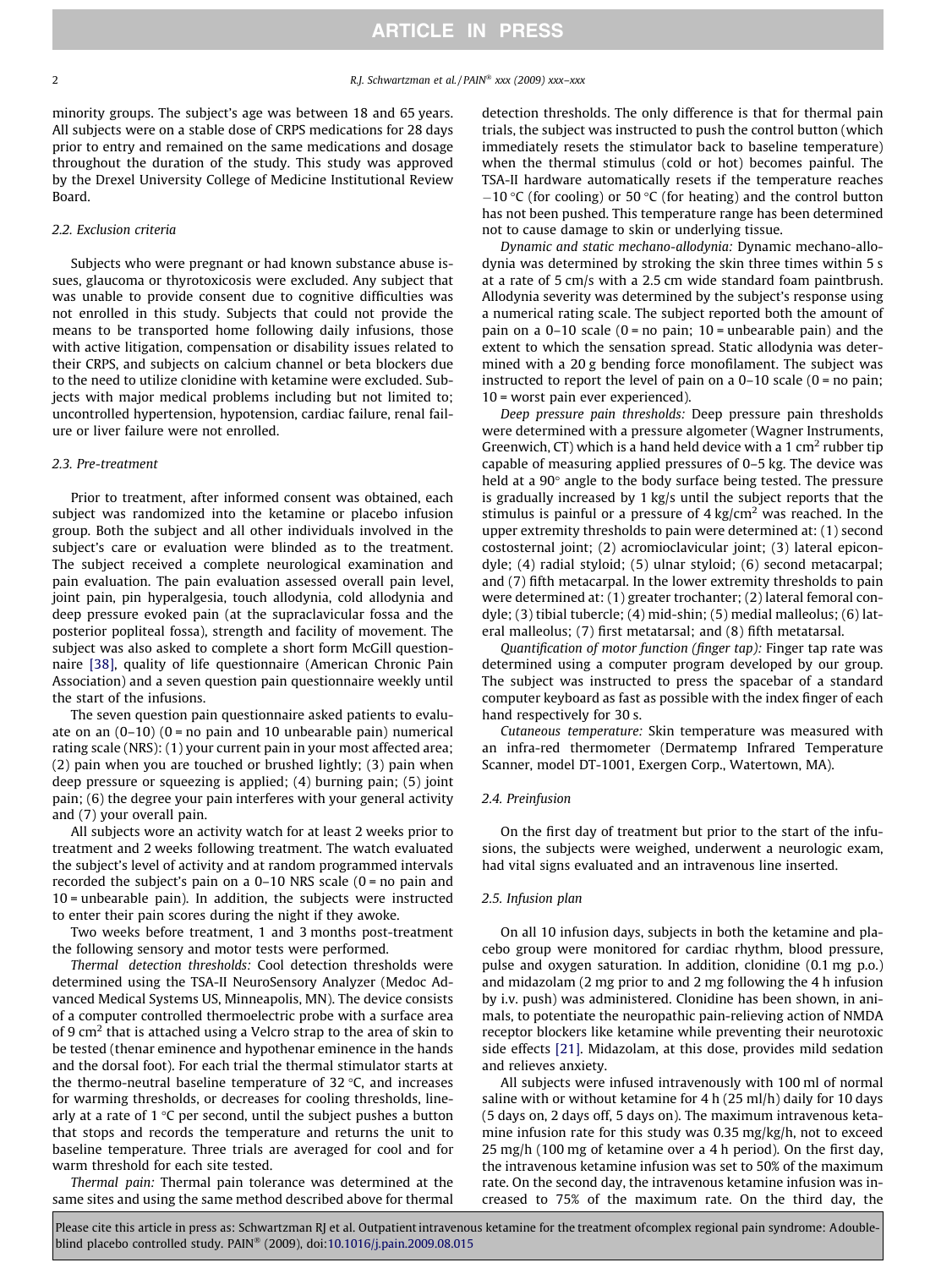minority groups. The subject's age was between 18 and 65 years. All subjects were on a stable dose of CRPS medications for 28 days prior to entry and remained on the same medications and dosage throughout the duration of the study. This study was approved by the Drexel University College of Medicine Institutional Review Board.

### 2.2. Exclusion criteria

Subjects who were pregnant or had known substance abuse issues, glaucoma or thyrotoxicosis were excluded. Any subject that was unable to provide consent due to cognitive difficulties was not enrolled in this study. Subjects that could not provide the means to be transported home following daily infusions, those with active litigation, compensation or disability issues related to their CRPS, and subjects on calcium channel or beta blockers due to the need to utilize clonidine with ketamine were excluded. Subjects with major medical problems including but not limited to; uncontrolled hypertension, hypotension, cardiac failure, renal failure or liver failure were not enrolled.

### 2.3. Pre-treatment

Prior to treatment, after informed consent was obtained, each subject was randomized into the ketamine or placebo infusion group. Both the subject and all other individuals involved in the subject's care or evaluation were blinded as to the treatment. The subject received a complete neurological examination and pain evaluation. The pain evaluation assessed overall pain level, joint pain, pin hyperalgesia, touch allodynia, cold allodynia and deep pressure evoked pain (at the supraclavicular fossa and the posterior popliteal fossa), strength and facility of movement. The subject was also asked to complete a short form McGill questionnaire [38], quality of life questionnaire (American Chronic Pain Association) and a seven question pain questionnaire weekly until the start of the infusions.

The seven question pain questionnaire asked patients to evaluate on an (0–10) (0 = no pain and 10 unbearable pain) numerical rating scale (NRS): (1) your current pain in your most affected area; (2) pain when you are touched or brushed lightly; (3) pain when deep pressure or squeezing is applied; (4) burning pain; (5) joint pain; (6) the degree your pain interferes with your general activity and (7) your overall pain.

All subjects wore an activity watch for at least 2 weeks prior to treatment and 2 weeks following treatment. The watch evaluated the subject's level of activity and at random programmed intervals recorded the subject's pain on a 0–10 NRS scale (0 = no pain and 10 = unbearable pain). In addition, the subjects were instructed to enter their pain scores during the night if they awoke.

Two weeks before treatment, 1 and 3 months post-treatment the following sensory and motor tests were performed.

*Thermal detection thresholds:* Cool detection thresholds were determined using the TSA-II NeuroSensory Analyzer (Medoc Advanced Medical Systems US, Minneapolis, MN). The device consists of a computer controlled thermoelectric probe with a surface area of 9 $cm^2$ that is attached using a Velcro strap to the area of skin to be tested (thenar eminence and hypothenar eminence in the hands and the dorsal foot). For each trial the thermal stimulator starts at the thermo-neutral baseline temperature of 32 °C, and increases for warming thresholds, or decreases for cooling thresholds, linearly at a rate of 1 °C per second, until the subject pushes a button that stops and records the temperature and returns the unit to baseline temperature. Three trials are averaged for cool and for warm threshold for each site tested.

*Thermal pain:* Thermal pain tolerance was determined at the same sites and using the same method described above for thermal detection thresholds. The only difference is that for thermal pain trials, the subject was instructed to push the control button (which immediately resets the stimulator back to baseline temperature) when the thermal stimulus (cold or hot) becomes painful. The TSA-II hardware automatically resets if the temperature reaches −10 °C (for cooling) or 50 °C (for heating) and the control button has not been pushed. This temperature range has been determined not to cause damage to skin or underlying tissue.

*Dynamic and static mechano-allodynia:* Dynamic mechano-allodynia was determined by stroking the skin three times within 5 s at a rate of 5 cm/s with a 2.5 cm wide standard foam paintbrush. Allodynia severity was determined by the subject's response using a numerical rating scale. The subject reported both the amount of pain on a 0–10 scale (0 = no pain; 10 = unbearable pain) and the extent to which the sensation spread. Static allodynia was determined with a 20 g bending force monofilament. The subject was instructed to report the level of pain on a 0–10 scale (0 = no pain; 10 = worst pain ever experienced).

*Deep pressure pain thresholds:* Deep pressure pain thresholds were determined with a pressure algometer (Wagner Instruments, Greenwich, CT) which is a hand held device with a 1 $cm^2$ rubber tip capable of measuring applied pressures of 0–5 kg. The device was held at a 90° angle to the body surface being tested. The pressure is gradually increased by 1 kg/s until the subject reports that the stimulus is painful or a pressure of 4 kg/$cm^2$ was reached. In the upper extremity thresholds to pain were determined at: (1) second costosternal joint; (2) acromioclavicular joint; (3) lateral epicondyle; (4) radial styloid; (5) ulnar styloid; (6) second metacarpal; and (7) fifth metacarpal. In the lower extremity thresholds to pain were determined at: (1) greater trochanter; (2) lateral femoral condyle; (3) tibial tubercle; (4) mid-shin; (5) medial malleolus; (6) lateral malleolus; (7) first metatarsal; and (8) fifth metatarsal.

*Quantification of motor function (finger tap):* Finger tap rate was determined using a computer program developed by our group. The subject was instructed to press the spacebar of a standard computer keyboard as fast as possible with the index finger of each hand respectively for 30 s.

*Cutaneous temperature:* Skin temperature was measured with an infra-red thermometer (Dermatemp Infrared Temperature Scanner, model DT-1001, Exergen Corp., Watertown, MA).

### 2.4. Preinfusion

On the first day of treatment but prior to the start of the infusions, the subjects were weighed, underwent a neurologic exam, had vital signs evaluated and an intravenous line inserted.

### 2.5. Infusion plan

On all 10 infusion days, subjects in both the ketamine and placebo group were monitored for cardiac rhythm, blood pressure, pulse and oxygen saturation. In addition, clonidine (0.1 mg p.o.) and midazolam (2 mg prior to and 2 mg following the 4 h infusion by i.v. push) was administered. Clonidine has been shown, in animals, to potentiate the neuropathic pain-relieving action of NMDA receptor blockers like ketamine while preventing their neurotoxic side effects [21]. Midazolam, at this dose, provides mild sedation and relieves anxiety.

All subjects were infused intravenously with 100 ml of normal saline with or without ketamine for 4 h (25 ml/h) daily for 10 days (5 days on, 2 days off, 5 days on). The maximum intravenous ketamine infusion rate for this study was 0.35 mg/kg/h, not to exceed 25 mg/h (100 mg of ketamine over a 4 h period). On the first day, the intravenous ketamine infusion was set to 50% of the maximum rate. On the second day, the intravenous ketamine infusion was increased to 75% of the maximum rate. On the third day, the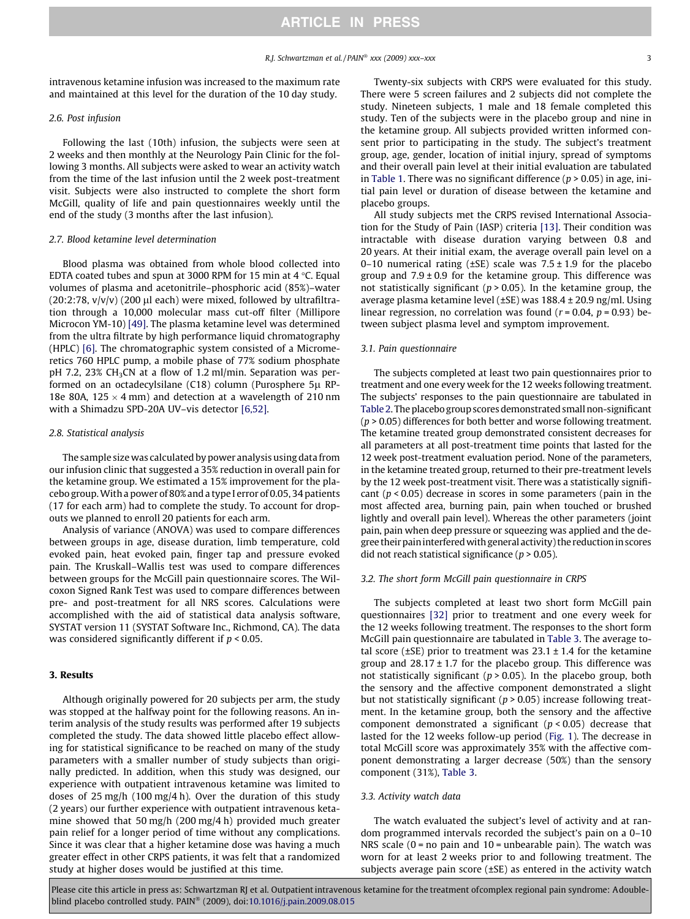intravenous ketamine infusion was increased to the maximum rate and maintained at this level for the duration of the 10 day study.

### 2.6. Post infusion

Following the last (10th) infusion, the subjects were seen at 2 weeks and then monthly at the Neurology Pain Clinic for the following 3 months. All subjects were asked to wear an activity watch from the time of the last infusion until the 2 week post-treatment visit. Subjects were also instructed to complete the short form McGill, quality of life and pain questionnaires weekly until the end of the study (3 months after the last infusion).

### 2.7. Blood ketamine level determination

Blood plasma was obtained from whole blood collected into EDTA coated tubes and spun at 3000 RPM for 15 min at 4 °C. Equal volumes of plasma and acetonitrile–phosphoric acid (85%)–water (20:2:78, v/v/v) (200 μl each) were mixed, followed by ultrafiltration through a 10,000 molecular mass cut-off filter (Millipore Microcon YM-10) [49]. The plasma ketamine level was determined from the ultra filtrate by high performance liquid chromatography (HPLC) [6]. The chromatographic system consisted of a Micromeretics 760 HPLC pump, a mobile phase of 77% sodium phosphate pH 7.2, 23% $CH_3CN$ at a flow of 1.2 ml/min. Separation was performed on an octadecylsilane (C18) column (Purosphere 5μ RP-18e 80A, 125 × 4 mm) and detection at a wavelength of 210 nm with a Shimadzu SPD-20A UV–vis detector [6,52].

### 2.8. Statistical analysis

The sample size was calculated by power analysis using data from our infusion clinic that suggested a 35% reduction in overall pain for the ketamine group. We estimated a 15% improvement for the placebo group. With a power of 80% and a type I error of 0.05, 34 patients (17 for each arm) had to complete the study. To account for dropouts we planned to enroll 20 patients for each arm.

Analysis of variance (ANOVA) was used to compare differences between groups in age, disease duration, limb temperature, cold evoked pain, heat evoked pain, finger tap and pressure evoked pain. The Kruskall–Wallis test was used to compare differences between groups for the McGill pain questionnaire scores. The Wilcoxon Signed Rank Test was used to compare differences between pre- and post-treatment for all NRS scores. Calculations were accomplished with the aid of statistical data analysis software, SYSTAT version 11 (SYSTAT Software Inc., Richmond, CA). The data was considered significantly different if $p < 0.05$.

## 3. Results

Although originally powered for 20 subjects per arm, the study was stopped at the halfway point for the following reasons. An interim analysis of the study results was performed after 19 subjects completed the study. The data showed little placebo effect allowing for statistical significance to be reached on many of the study parameters with a smaller number of study subjects than originally predicted. In addition, when this study was designed, our experience with outpatient intravenous ketamine was limited to doses of 25 mg/h (100 mg/4 h). Over the duration of this study (2 years) our further experience with outpatient intravenous ketamine showed that 50 mg/h (200 mg/4 h) provided much greater pain relief for a longer period of time without any complications. Since it was clear that a higher ketamine dose was having a much greater effect in other CRPS patients, it was felt that a randomized study at higher doses would be justified at this time.

Twenty-six subjects with CRPS were evaluated for this study. There were 5 screen failures and 2 subjects did not complete the study. Nineteen subjects, 1 male and 18 female completed this study. Ten of the subjects were in the placebo group and nine in the ketamine group. All subjects provided written informed consent prior to participating in the study. The subject's treatment group, age, gender, location of initial injury, spread of symptoms and their overall pain level at their initial evaluation are tabulated in Table 1. There was no significant difference ($p > 0.05$) in age, initial pain level or duration of disease between the ketamine and placebo groups.

All study subjects met the CRPS revised International Association for the Study of Pain (IASP) criteria [13]. Their condition was intractable with disease duration varying between 0.8 and 20 years. At their initial exam, the average overall pain level on a 0–10 numerical rating (±SE) scale was 7.5 ± 1.9 for the placebo group and 7.9 ± 0.9 for the ketamine group. This difference was not statistically significant ($p > 0.05$). In the ketamine group, the average plasma ketamine level (±SE) was 188.4 ± 20.9 ng/ml. Using linear regression, no correlation was found ($r = 0.04$, $p = 0.93$) between subject plasma level and symptom improvement.

### 3.1. Pain questionnaire

The subjects completed at least two pain questionnaires prior to treatment and one every week for the 12 weeks following treatment. The subjects' responses to the pain questionnaire are tabulated in Table 2. The placebo group scores demonstrated small non-significant ($p > 0.05$) differences for both better and worse following treatment. The ketamine treated group demonstrated consistent decreases for all parameters at all post-treatment time points that lasted for the 12 week post-treatment evaluation period. None of the parameters, in the ketamine treated group, returned to their pre-treatment levels by the 12 week post-treatment visit. There was a statistically significant ($p < 0.05$) decrease in scores in some parameters (pain in the most affected area, burning pain, pain when touched or brushed lightly and overall pain level). Whereas the other parameters (joint pain, pain when deep pressure or squeezing was applied and the degree their pain interfered with general activity) the reduction in scores did not reach statistical significance ($p > 0.05$).

### 3.2. The short form McGill pain questionnaire in CRPS

The subjects completed at least two short form McGill pain questionnaires [32] prior to treatment and one every week for the 12 weeks following treatment. The responses to the short form McGill pain questionnaire are tabulated in Table 3. The average total score (±SE) prior to treatment was 23.1 ± 1.4 for the ketamine group and 28.17 ± 1.7 for the placebo group. This difference was not statistically significant ($p > 0.05$). In the placebo group, both the sensory and the affective component demonstrated a slight but not statistically significant ($p > 0.05$) increase following treatment. In the ketamine group, both the sensory and the affective component demonstrated a significant ($p < 0.05$) decrease that lasted for the 12 weeks follow-up period (Fig. 1). The decrease in total McGill score was approximately 35% with the affective component demonstrating a larger decrease (50%) than the sensory component (31%), Table 3.

### 3.3. Activity watch data

The watch evaluated the subject's level of activity and at random programmed intervals recorded the subject's pain on a 0–10 NRS scale (0 = no pain and 10 = unbearable pain). The watch was worn for at least 2 weeks prior to and following treatment. The subjects average pain score (±SE) as entered in the activity watch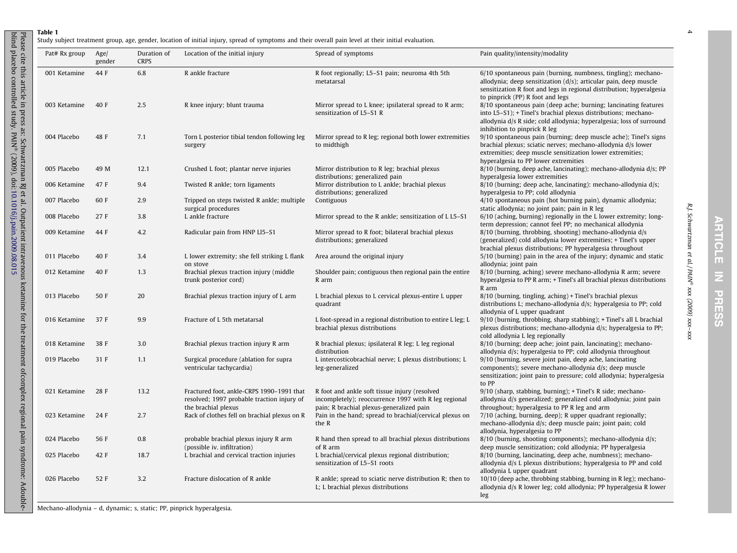**Table 1**

Study subject treatment group, age, gender, location of initial injury, spread of symptoms and their overall pain level at their initial evaluation.

| Pat# Rx group | Age/ gender | Duration of CRPS | Location of the initial injury | Spread of symptoms | Pain quality/intensity/modality |
|---|---|---|---|---|---|
| 001 Ketamine | 44 F | 6.8 | R ankle fracture | R foot regionally; L5–S1 pain; neuroma 4th 5th metatarsal | 6/10 spontaneous pain (burning, numbness, tingling); mechano-allodynia; deep sensitization (d/s); articular pain, deep muscle sensitization R foot and legs in regional distribution; hyperalgesia to pinprick (PP) R foot and legs |
| 003 Ketamine | 40 F | 2.5 | R knee injury; blunt trauma | Mirror spread to L knee; ipsilateral spread to R arm; sensitization of L5–S1 R | 8/10 spontaneous pain (deep ache; burning; lancinating features into L5–S1); + Tinel's brachial plexus distributions; mechano-allodynia d/s R side; cold allodynia; hyperalgesia; loss of surround inhibition to pinprick R leg |
| 004 Placebo | 48 F | 7.1 | Torn L posterior tibial tendon following leg surgery | Mirror spread to R leg; regional both lower extremities to midthigh | 9/10 spontaneous pain (burning; deep muscle ache); Tinel's signs brachial plexus; sciatic nerves; mechano-allodynia d/s lower extremities; deep muscle sensitization lower extremities; hyperalgesia to PP lower extremities |
| 005 Placebo | 49 M | 12.1 | Crushed L foot; plantar nerve injuries | Mirror distribution to R leg; brachial plexus distributions; generalized pain | 8/10 (burning, deep ache, lancinating); mechano-allodynia d/s; PP hyperalgesia lower extremities |
| 006 Ketamine | 47 F | 9.4 | Twisted R ankle; torn ligaments | Mirror distribution to L ankle; brachial plexus distributions; generalized | 8/10 (burning; deep ache, lancinating): mechano-allodynia d/s; hyperalgesia to PP; cold allodynia |
| 007 Placebo | 60 F | 2.9 | Tripped on steps twisted R ankle; multiple surgical procedures | Contiguous | 4/10 spontaneous pain (hot burning pain), dynamic allodynia; static allodynia; no joint pain; pain in R leg |
| 008 Placebo | 27 F | 3.8 | L ankle fracture | Mirror spread to the R ankle; sensitization of L L5–S1 | 6/10 (aching, burning) regionally in the L lower extremity; long-term depression; cannot feel PP; no mechanical allodynia |
| 009 Ketamine | 44 F | 4.2 | Radicular pain from HNP Ll5–S1 | Mirror spread to R foot; bilateral brachial plexus distributions; generalized | 8/10 (burning, throbbing, shooting) mechano-allodynia d/s (generalized) cold allodynia lower extremities; + Tinel's upper brachial plexus distributions; PP hyperalgesia throughout |
| 011 Placebo | 40 F | 3.4 | L lower extremity; she fell striking L flank on stove | Area around the original injury | 5/10 (burning) pain in the area of the injury; dynamic and static allodynia; joint pain |
| 012 Ketamine | 40 F | 1.3 | Brachial plexus traction injury (middle trunk posterior cord) | Shoulder pain; contiguous then regional pain the entire R arm | 8/10 (burning, aching) severe mechano-allodynia R arm; severe hyperalgesia to PP R arm; + Tinel's all brachial plexus distributions R arm |
| 013 Placebo | 50 F | 20 | Brachial plexus traction injury of L arm | L brachial plexus to L cervical plexus-entire L upper quadrant | 8/10 (burning, tingling, aching) + Tinel's brachial plexus distributions L; mechano-allodynia d/s; hyperalgesia to PP; cold allodynia of L upper quadrant |
| 016 Ketamine | 37 F | 9.9 | Fracture of L 5th metatarsal | L foot-spread in a regional distribution to entire L leg; L brachial plexus distributions | 9/10 (burning, throbbing, sharp stabbing); + Tinel's all L brachial plexus distributions; mechano-allodynia d/s; hyperalgesia to PP; cold allodynia L leg regionally |
| 018 Ketamine | 38 F | 3.0 | Brachial plexus traction injury R arm | R brachial plexus; ipsilateral R leg; L leg regional distribution | 8/10 (burning; deep ache; joint pain, lancinating); mechano-allodynia d/s; hyperalgesia to PP; cold allodynia throughout |
| 019 Placebo | 31 F | 1.1 | Surgical procedure (ablation for supra ventricular tachycardia) | L intercosticobrachial nerve; L plexus distributions; L leg-generalized | 9/10 (burning, severe joint pain, deep ache, lancinating components); severe mechano-allodynia d/s; deep muscle sensitization; joint pain to pressure; cold allodynia; hyperalgesia to PP |
| 021 Ketamine | 28 F | 13.2 | Fractured foot, ankle-CRPS 1990–1991 that resolved; 1997 probable traction injury of the brachial plexus | R foot and ankle soft tissue injury (resolved incompletely); reoccurrence 1997 with R leg regional pain; R brachial plexus-generalized pain | 9/10 (sharp, stabbing, burning); + Tinel's R side; mechano-allodynia d/s generalized; generalized cold allodynia; joint pain throughout; hyperalgesia to PP R leg and arm |
| 023 Ketamine | 24 F | 2.7 | Rack of clothes fell on brachial plexus on R | Pain in the hand; spread to brachial/cervical plexus on the R | 7/10 (aching, burning, deep); R upper quadrant regionally; mechano-allodynia d/s; deep muscle pain; joint pain; cold allodynia, hyperalgesia to PP |
| 024 Placebo | 56 F | 0.8 | probable brachial plexus injury R arm (possible iv. infiltration) | R hand then spread to all brachial plexus distributions of R arm | 8/10 (burning, shooting components); mechano-allodynia d/s; deep muscle sensitization; cold allodynia; PP hyperalgesia |
| 025 Placebo | 42 F | 18.7 | L brachial and cervical traction injuries | L brachial/cervical plexus regional distribution; sensitization of L5–S1 roots | 8/10 (burning, lancinating, deep ache, numbness); mechano-allodynia d/s L plexus distributions; hyperalgesia to PP and cold allodynia L upper quadrant |
| 026 Placebo | 52 F | 3.2 | Fracture dislocation of R ankle | R ankle; spread to sciatic nerve distribution R; then to L; L brachial plexus distributions | 10/10 (deep ache, throbbing stabbing, burning in R leg); mechano-allodynia d/s R lower leg; cold allodynia; PP hyperalgesia R lower leg |

Mechano-allodynia – d, dynamic; s, static; PP, pinprick hyperalgesia.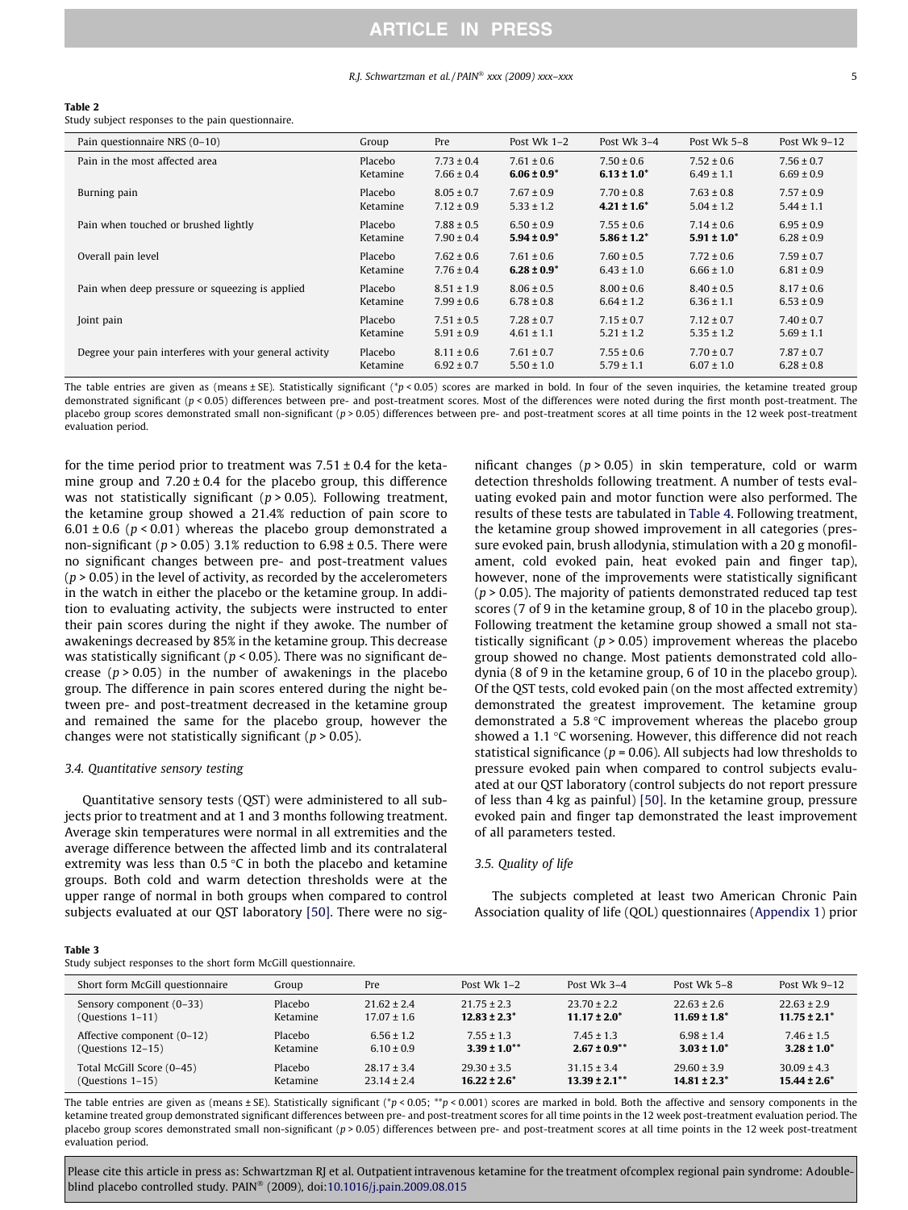**Table 2**
Study subject responses to the pain questionnaire.

| Pain questionnaire NRS (0–10) | Group | Pre | Post Wk 1–2 | Post Wk 3–4 | Post Wk 5–8 | Post Wk 9–12 |
|---|---|---|---|---|---|---|
| Pain in the most affected area | Placebo | 7.73 ± 0.4 | 7.61 ± 0.6 | 7.50 ± 0.6 | 7.52 ± 0.6 | 7.56 ± 0.7 |
| | Ketamine | 7.66 ± 0.4 | **6.06 ± 0.9*** | **6.13 ± 1.0*** | 6.49 ± 1.1 | 6.69 ± 0.9 |
| Burning pain | Placebo | 8.05 ± 0.7 | 7.67 ± 0.9 | 7.70 ± 0.8 | 7.63 ± 0.8 | 7.57 ± 0.9 |
| | Ketamine | 7.12 ± 0.9 | 5.33 ± 1.2 | **4.21 ± 1.6*** | 5.04 ± 1.2 | 5.44 ± 1.1 |
| Pain when touched or brushed lightly | Placebo | 7.88 ± 0.5 | 6.50 ± 0.9 | 7.55 ± 0.6 | 7.14 ± 0.6 | 6.95 ± 0.9 |
| | Ketamine | 7.90 ± 0.4 | **5.94 ± 0.9*** | **5.86 ± 1.2*** | **5.91 ± 1.0*** | 6.28 ± 0.9 |
| Overall pain level | Placebo | 7.62 ± 0.6 | 7.61 ± 0.6 | 7.60 ± 0.5 | 7.72 ± 0.6 | 7.59 ± 0.7 |
| | Ketamine | 7.76 ± 0.4 | **6.28 ± 0.9*** | 6.43 ± 1.0 | 6.66 ± 1.0 | 6.81 ± 0.9 |
| Pain when deep pressure or squeezing is applied | Placebo | 8.51 ± 1.9 | 8.06 ± 0.5 | 8.00 ± 0.6 | 8.40 ± 0.5 | 8.17 ± 0.6 |
| | Ketamine | 7.99 ± 0.6 | 6.78 ± 0.8 | 6.64 ± 1.2 | 6.36 ± 1.1 | 6.53 ± 0.9 |
| Joint pain | Placebo | 7.51 ± 0.5 | 7.28 ± 0.7 | 7.15 ± 0.7 | 7.12 ± 0.7 | 7.40 ± 0.7 |
| | Ketamine | 5.91 ± 0.9 | 4.61 ± 1.1 | 5.21 ± 1.2 | 5.35 ± 1.2 | 5.69 ± 1.1 |
| Degree your pain interferes with your general activity | Placebo | 8.11 ± 0.6 | 7.61 ± 0.7 | 7.55 ± 0.6 | 7.70 ± 0.7 | 7.87 ± 0.7 |
| | Ketamine | 6.92 ± 0.7 | 5.50 ± 1.0 | 5.79 ± 1.1 | 6.07 ± 1.0 | 6.28 ± 0.8 |

The table entries are given as (means ± SE). Statistically significant (*$p < 0.05$) scores are marked in bold. In four of the seven inquiries, the ketamine treated group demonstrated significant ($p < 0.05$) differences between pre- and post-treatment scores. Most of the differences were noted during the first month post-treatment. The placebo group scores demonstrated small non-significant ($p > 0.05$) differences between pre- and post-treatment scores at all time points in the 12 week post-treatment evaluation period.

for the time period prior to treatment was 7.51 ± 0.4 for the ketamine group and 7.20 ± 0.4 for the placebo group, this difference was not statistically significant ($p > 0.05$). Following treatment, the ketamine group showed a 21.4% reduction of pain score to 6.01 ± 0.6 ($p < 0.01$) whereas the placebo group demonstrated a non-significant ($p > 0.05$) 3.1% reduction to 6.98 ± 0.5. There were no significant changes between pre- and post-treatment values ($p > 0.05$) in the level of activity, as recorded by the accelerometers in the watch in either the placebo or the ketamine group. In addition to evaluating activity, the subjects were instructed to enter their pain scores during the night if they awoke. The number of awakenings decreased by 85% in the ketamine group. This decrease was statistically significant ($p < 0.05$). There was no significant decrease ($p > 0.05$) in the number of awakenings in the placebo group. The difference in pain scores entered during the night between pre- and post-treatment decreased in the ketamine group and remained the same for the placebo group, however the changes were not statistically significant ($p > 0.05$).

### 3.4. Quantitative sensory testing

Quantitative sensory tests (QST) were administered to all subjects prior to treatment and at 1 and 3 months following treatment. Average skin temperatures were normal in all extremities and the average difference between the affected limb and its contralateral extremity was less than 0.5 °C in both the placebo and ketamine groups. Both cold and warm detection thresholds were at the upper range of normal in both groups when compared to control subjects evaluated at our QST laboratory [50]. There were no significant changes ($p > 0.05$) in skin temperature, cold or warm detection thresholds following treatment. A number of tests evaluating evoked pain and motor function were also performed. The results of these tests are tabulated in Table 4. Following treatment, the ketamine group showed improvement in all categories (pressure evoked pain, brush allodynia, stimulation with a 20 g monofilament, cold evoked pain, heat evoked pain and finger tap), however, none of the improvements were statistically significant ($p > 0.05$). The majority of patients demonstrated reduced tap test scores (7 of 9 in the ketamine group, 8 of 10 in the placebo group). Following treatment the ketamine group showed a small not statistically significant ($p > 0.05$) improvement whereas the placebo group showed no change. Most patients demonstrated cold allodynia (8 of 9 in the ketamine group, 6 of 10 in the placebo group). Of the QST tests, cold evoked pain (on the most affected extremity) demonstrated the greatest improvement. The ketamine group demonstrated a 5.8 °C improvement whereas the placebo group showed a 1.1 °C worsening. However, this difference did not reach statistical significance ($p = 0.06$). All subjects had low thresholds to pressure evoked pain when compared to control subjects evaluated at our QST laboratory (control subjects do not report pressure of less than 4 kg as painful) [50]. In the ketamine group, pressure evoked pain and finger tap demonstrated the least improvement of all parameters tested.

### 3.5. Quality of life

The subjects completed at least two American Chronic Pain Association quality of life (QOL) questionnaires (Appendix 1) prior

**Table 3**
Study subject responses to the short form McGill questionnaire.

| Short form McGill questionnaire | Group | Pre | Post Wk 1–2 | Post Wk 3–4 | Post Wk 5–8 | Post Wk 9–12 |
|---|---|---|---|---|---|---|
| Sensory component (0–33) | Placebo | 21.62 ± 2.4 | 21.75 ± 2.3 | 23.70 ± 2.2 | 22.63 ± 2.6 | 22.63 ± 2.9 |
| (Questions 1–11) | Ketamine | 17.07 ± 1.6 | **12.83 ± 2.3*** | **11.17 ± 2.0*** | **11.69 ± 1.8*** | **11.75 ± 2.1*** |
| Affective component (0–12) | Placebo | 6.56 ± 1.2 | 7.55 ± 1.3 | 7.45 ± 1.3 | 6.98 ± 1.4 | 7.46 ± 1.5 |
| (Questions 12–15) | Ketamine | 6.10 ± 0.9 | **3.39 ± 1.0**** | **2.67 ± 0.9**** | **3.03 ± 1.0*** | **3.28 ± 1.0*** |
| Total McGill Score (0–45) | Placebo | 28.17 ± 3.4 | 29.30 ± 3.5 | 31.15 ± 3.4 | 29.60 ± 3.9 | 30.09 ± 4.3 |
| (Questions 1–15) | Ketamine | 23.14 ± 2.4 | **16.22 ± 2.6*** | **13.39 ± 2.1**** | **14.81 ± 2.3*** | **15.44 ± 2.6*** |

The table entries are given as (means ± SE). Statistically significant (*$p < 0.05$; **$p < 0.001$) scores are marked in bold. Both the affective and sensory components in the ketamine treated group demonstrated significant differences between pre- and post-treatment scores for all time points in the 12 week post-treatment evaluation period. The placebo group scores demonstrated small non-significant ($p > 0.05$) differences between pre- and post-treatment scores at all time points in the 12 week post-treatment evaluation period.

Please cite this article in press as: Schwartzman RJ et al. Outpatient intravenous ketamine for the treatment of complex regional pain syndrome: A double-blind placebo controlled study. PAIN® (2009), doi:10.1016/j.pain.2009.08.015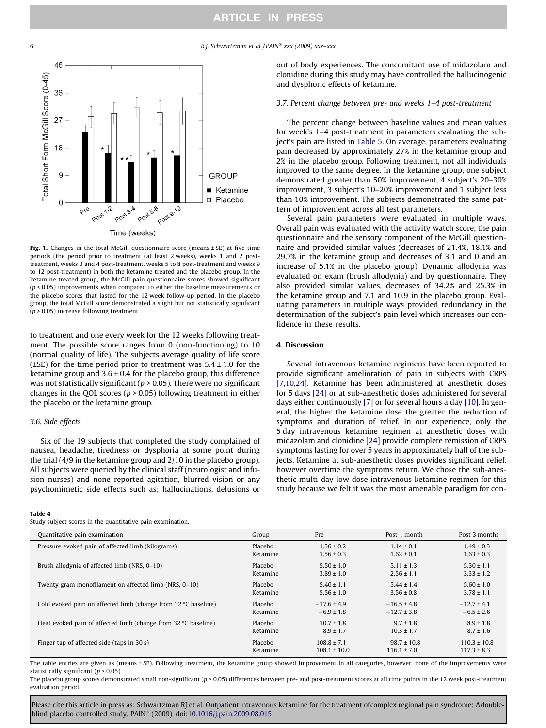Fig. 1. Changes in the total McGill questionnaire score (means ± SE) at five time periods (the period prior to treatment (at least 2 weeks), weeks 1 and 2 post-treatment, weeks 3 and 4 post-treatment, weeks 5 to 8 post-treatment and weeks 9 to 12 post-treatment) in both the ketamine treated and the placebo group. In the ketamine treated group, the McGill pain questionnaire scores showed significant ($p < 0.05$) improvements when compared to either the baseline measurements or the placebo scores that lasted for the 12 week follow-up period. In the placebo group, the total McGill score demonstrated a slight but not statistically significant ($p > 0.05$) increase following treatment.

to treatment and one every week for the 12 weeks following treatment. The possible score ranges from 0 (non-functioning) to 10 (normal quality of life). The subjects average quality of life score (±SE) for the time period prior to treatment was 5.4 ± 1.0 for the ketamine group and 3.6 ± 0.4 for the placebo group, this difference was not statistically significant ($p > 0.05$). There were no significant changes in the QOL scores ($p > 0.05$) following treatment in either the placebo or the ketamine group.

### 3.6. Side effects

Six of the 19 subjects that completed the study complained of nausea, headache, tiredness or dysphoria at some point during the trial (4/9 in the ketamine group and 2/10 in the placebo group). All subjects were queried by the clinical staff (neurologist and infusion nurses) and none reported agitation, blurred vision or any psychomimetic side effects such as; hallucinations, delusions or out of body experiences. The concomitant use of midazolam and clonidine during this study may have controlled the hallucinogenic and dysphoric effects of ketamine.

### 3.7. Percent change between pre- and weeks 1–4 post-treatment

The percent change between baseline values and mean values for week's 1–4 post-treatment in parameters evaluating the subject's pain are listed in Table 5. On average, parameters evaluating pain decreased by approximately 27% in the ketamine group and 2% in the placebo group. Following treatment, not all individuals improved to the same degree. In the ketamine group, one subject demonstrated greater than 50% improvement, 4 subject's 20–30% improvement, 3 subject's 10–20% improvement and 1 subject less than 10% improvement. The subjects demonstrated the same pattern of improvement across all test parameters.

Several pain parameters were evaluated in multiple ways. Overall pain was evaluated with the activity watch score, the pain questionnaire and the sensory component of the McGill questionnaire and provided similar values (decreases of 21.4%, 18.1% and 29.7% in the ketamine group and decreases of 3.1 and 0 and an increase of 5.1% in the placebo group). Dynamic allodynia was evaluated on exam (brush allodynia) and by questionnaire. They also provided similar values, decreases of 34.2% and 25.3% in the ketamine group and 7.1 and 10.9 in the placebo group. Evaluating parameters in multiple ways provided redundancy in the determination of the subject's pain level which increases our confidence in these results.

## 4. Discussion

Several intravenous ketamine regimens have been reported to provide significant amelioration of pain in subjects with CRPS [7,10,24]. Ketamine has been administered at anesthetic doses for 5 days [24] or at sub-anesthetic doses administered for several days either continuously [7] or for several hours a day [10]. In general, the higher the ketamine dose the greater the reduction of symptoms and duration of relief. In our experience, only the 5 day intravenous ketamine regimen at anesthetic doses with midazolam and clonidine [24] provide complete remission of CRPS symptoms lasting for over 5 years in approximately half of the subjects. Ketamine at sub-anesthetic doses provides significant relief, however overtime the symptoms return. We chose the sub-anesthetic multi-day low dose intravenous ketamine regimen for this study because we felt it was the most amenable paradigm for con-

**Table 4**
Study subject scores in the quantitative pain examination.

| Quantitative pain examination | Group | Pre | Post 1 month | Post 3 months |
|---|---|---|---|---|
| Pressure evoked pain of affected limb (kilograms) | Placebo | 1.56 ± 0.2 | 1.14 ± 0.1 | 1.49 ± 0.3 |
| | Ketamine | 1.56 ± 0.3 | 1.62 ± 0.1 | 1.63 ± 0.3 |
| Brush allodynia of affected limb (NRS, 0–10) | Placebo | 5.50 ± 1.0 | 5.11 ± 1.3 | 5.30 ± 1.1 |
| | Ketamine | 3.89 ± 1.0 | 2.56 ± 1.1 | 3.33 ± 1.2 |
| Twenty gram monofilament on affected limb (NRS, 0–10) | Placebo | 5.40 ± 1.1 | 5.44 ± 1.4 | 5.60 ± 1.0 |
| | Ketamine | 5.56 ± 1.0 | 3.56 ± 0.8 | 3.78 ± 1.1 |
| Cold evoked pain on affected limb (change from 32 °C baseline) | Placebo | −17.6 ± 4.9 | −16.5 ± 4.8 | −12.7 ± 4.1 |
| | Ketamine | −6.9 ± 1.8 | −12.7 ± 3.8 | −6.5 ± 2.6 |
| Heat evoked pain of affected limb (change from 32 °C baseline) | Placebo | 10.7 ± 1.8 | 9.7 ± 1.8 | 8.9 ± 1.8 |
| | Ketamine | 8.9 ± 1.7 | 10.3 ± 1.7 | 8.7 ± 1.6 |
| Finger tap of affected side (taps in 30 s) | Placebo | 108.8 ± 7.1 | 98.7 ± 10.8 | 110.3 ± 10.8 |
| | Ketamine | 108.1 ± 10.0 | 116.1 ± 7.0 | 117.3 ± 8.3 |

The table entries are given as (means ± SE). Following treatment, the ketamine group showed improvement in all categories, however, none of the improvements were statistically significant ($p > 0.05$).
The placebo group scores demonstrated small non-significant ($p > 0.05$) differences between pre- and post-treatment scores at all time points in the 12 week post-treatment evaluation period.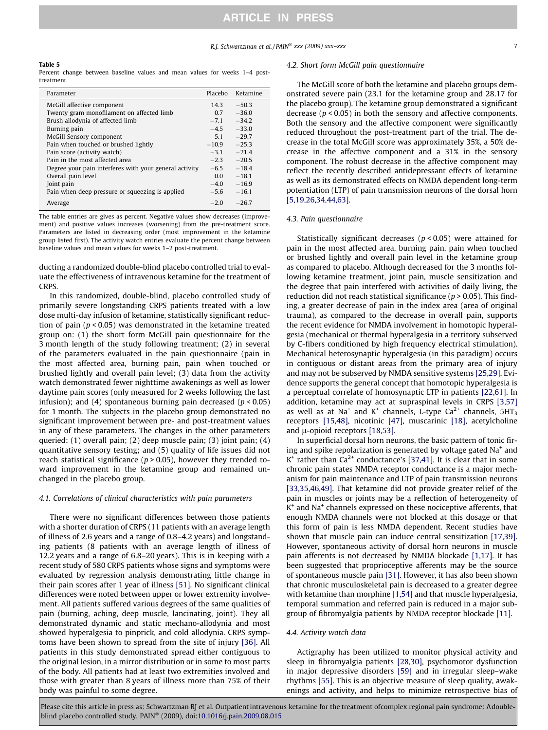**Table 5**
Percent change between baseline values and mean values for weeks 1–4 post-treatment.

| Parameter | Placebo | Ketamine |
|---|---|---|
| McGill affective component | 14.3 | −50.3 |
| Twenty gram monofilament on affected limb | 0.7 | −36.0 |
| Brush allodynia of affected limb | −7.1 | −34.2 |
| Burning pain | −4.5 | −33.0 |
| McGill Sensory component | 5.1 | −29.7 |
| Pain when touched or brushed lightly | −10.9 | −25.3 |
| Pain score (activity watch) | −3.1 | −21.4 |
| Pain in the most affected area | −2.3 | −20.5 |
| Degree your pain interferes with your general activity | −6.5 | −18.4 |
| Overall pain level | 0.0 | −18.1 |
| Joint pain | −4.0 | −16.9 |
| Pain when deep pressure or squeezing is applied | −5.6 | −16.1 |
| Average | −2.0 | −26.7 |

The table entries are gives as percent. Negative values show decreases (improvement) and positive values increases (worsening) from the pre-treatment score. Parameters are listed in decreasing order (most improvement in the ketamine group listed first). The activity watch entries evaluate the percent change between baseline values and mean values for weeks 1–2 post-treatment.

ducting a randomized double-blind placebo controlled trial to evaluate the effectiveness of intravenous ketamine for the treatment of CRPS.

In this randomized, double-blind, placebo controlled study of primarily severe longstanding CRPS patients treated with a low dose multi-day infusion of ketamine, statistically significant reduction of pain ($p < 0.05$) was demonstrated in the ketamine treated group on: (1) the short form McGill pain questionnaire for the 3 month length of the study following treatment; (2) in several of the parameters evaluated in the pain questionnaire (pain in the most affected area, burning pain, pain when touched or brushed lightly and overall pain level; (3) data from the activity watch demonstrated fewer nighttime awakenings as well as lower daytime pain scores (only measured for 2 weeks following the last infusion); and (4) spontaneous burning pain decreased ($p < 0.05$) for 1 month. The subjects in the placebo group demonstrated no significant improvement between pre- and post-treatment values in any of these parameters. The changes in the other parameters queried: (1) overall pain; (2) deep muscle pain; (3) joint pain; (4) quantitative sensory testing; and (5) quality of life issues did not reach statistical significance ($p > 0.05$), however they trended toward improvement in the ketamine group and remained unchanged in the placebo group.

### 4.1. Correlations of clinical characteristics with pain parameters

There were no significant differences between those patients with a shorter duration of CRPS (11 patients with an average length of illness of 2.6 years and a range of 0.8–4.2 years) and longstanding patients (8 patients with an average length of illness of 12.2 years and a range of 6.8–20 years). This is in keeping with a recent study of 580 CRPS patients whose signs and symptoms were evaluated by regression analysis demonstrating little change in their pain scores after 1 year of illness [51]. No significant clinical differences were noted between upper or lower extremity involvement. All patients suffered various degrees of the same qualities of pain (burning, aching, deep muscle, lancinating, joint). They all demonstrated dynamic and static mechano-allodynia and most showed hyperalgesia to pinprick, and cold allodynia. CRPS symptoms have been shown to spread from the site of injury [36]. All patients in this study demonstrated spread either contiguous to the original lesion, in a mirror distribution or in some to most parts of the body. All patients had at least two extremities involved and those with greater than 8 years of illness more than 75% of their body was painful to some degree.

### 4.2. Short form McGill pain questionnaire

The McGill score of both the ketamine and placebo groups demonstrated severe pain (23.1 for the ketamine group and 28.17 for the placebo group). The ketamine group demonstrated a significant decrease ($p < 0.05$) in both the sensory and affective components. Both the sensory and the affective component were significantly reduced throughout the post-treatment part of the trial. The decrease in the total McGill score was approximately 35%, a 50% decrease in the affective component and a 31% in the sensory component. The robust decrease in the affective component may reflect the recently described antidepressant effects of ketamine as well as its demonstrated effects on NMDA dependent long-term potentiation (LTP) of pain transmission neurons of the dorsal horn [5,19,26,34,44,63].

### 4.3. Pain questionnaire

Statistically significant decreases ($p < 0.05$) were attained for pain in the most affected area, burning pain, pain when touched or brushed lightly and overall pain level in the ketamine group as compared to placebo. Although decreased for the 3 months following ketamine treatment, joint pain, muscle sensitization and the degree that pain interfered with activities of daily living, the reduction did not reach statistical significance ($p > 0.05$). This finding, a greater decrease of pain in the index area (area of original trauma), as compared to the decrease in overall pain, supports the recent evidence for NMDA involvement in homotopic hyperalgesia (mechanical or thermal hyperalgesia in a territory subserved by C-fibers conditioned by high frequency electrical stimulation). Mechanical heterosynaptic hyperalgesia (in this paradigm) occurs in contiguous or distant areas from the primary area of injury and may not be subserved by NMDA sensitive systems [25,29]. Evidence supports the general concept that homotopic hyperalgesia is a perceptual correlate of homosynaptic LTP in patients [22,61]. In addition, ketamine may act at supraspinal levels in CRPS [3,57] as well as at $Na^+$ and $K^+$ channels, L-type $Ca^{2+}$ channels, $5HT_3$ receptors [15,48], nicotinic [47], muscarinic [18], acetylcholine and μ-opioid receptors [18,53].

In superficial dorsal horn neurons, the basic pattern of tonic firing and spike repolarization is generated by voltage gated $Na^+$ and $K^+$ rather than $Ca^{2+}$ conductance's [37,41]. It is clear that in some chronic pain states NMDA receptor conductance is a major mechanism for pain maintenance and LTP of pain transmission neurons [33,35,46,49]. That ketamine did not provide greater relief of the pain in muscles or joints may be a reflection of heterogeneity of $K^+$ and $Na^+$ channels expressed on these nociceptive afferents, that enough NMDA channels were not blocked at this dosage or that this form of pain is less NMDA dependent. Recent studies have shown that muscle pain can induce central sensitization [17,39]. However, spontaneous activity of dorsal horn neurons in muscle pain afferents is not decreased by NMDA blockade [1,17]. It has been suggested that proprioceptive afferents may be the source of spontaneous muscle pain [31]. However, it has also been shown that chronic musculoskeletal pain is decreased to a greater degree with ketamine than morphine [1,54] and that muscle hyperalgesia, temporal summation and referred pain is reduced in a major subgroup of fibromyalgia patients by NMDA receptor blockade [11].

### 4.4. Activity watch data

Actigraphy has been utilized to monitor physical activity and sleep in fibromyalgia patients [28,30], psychomotor dysfunction in major depressive disorders [59] and in irregular sleep–wake rhythms [55]. This is an objective measure of sleep quality, awakenings and activity, and helps to minimize retrospective bias of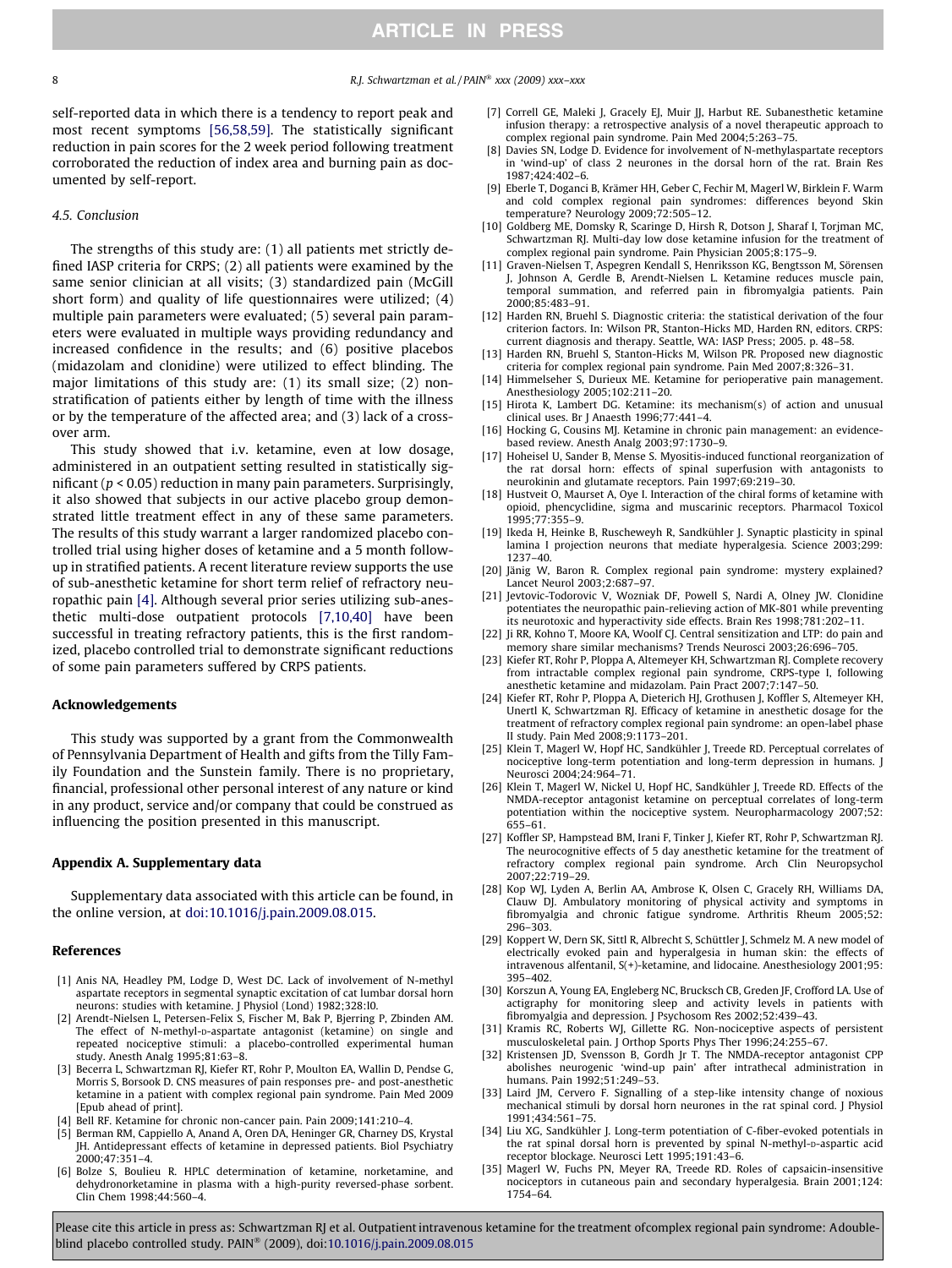self-reported data in which there is a tendency to report peak and most recent symptoms [56,58,59]. The statistically significant reduction in pain scores for the 2 week period following treatment corroborated the reduction of index area and burning pain as documented by self-report.

### 4.5. Conclusion

The strengths of this study are: (1) all patients met strictly defined IASP criteria for CRPS; (2) all patients were examined by the same senior clinician at all visits; (3) standardized pain (McGill short form) and quality of life questionnaires were utilized; (4) multiple pain parameters were evaluated; (5) several pain parameters were evaluated in multiple ways providing redundancy and increased confidence in the results; and (6) positive placebos (midazolam and clonidine) were utilized to effect blinding. The major limitations of this study are: (1) its small size; (2) non-stratification of patients either by length of time with the illness or by the temperature of the affected area; and (3) lack of a cross-over arm.

This study showed that i.v. ketamine, even at low dosage, administered in an outpatient setting resulted in statistically significant ($p < 0.05$) reduction in many pain parameters. Surprisingly, it also showed that subjects in our active placebo group demonstrated little treatment effect in any of these same parameters. The results of this study warrant a larger randomized placebo controlled trial using higher doses of ketamine and a 5 month follow-up in stratified patients. A recent literature review supports the use of sub-anesthetic ketamine for short term relief of refractory neuropathic pain [4]. Although several prior series utilizing sub-anesthetic multi-dose outpatient protocols [7,10,40] have been successful in treating refractory patients, this is the first randomized, placebo controlled trial to demonstrate significant reductions of some pain parameters suffered by CRPS patients.

## Acknowledgements

This study was supported by a grant from the Commonwealth of Pennsylvania Department of Health and gifts from the Tilly Family Foundation and the Sunstein family. There is no proprietary, financial, professional other personal interest of any nature or kind in any product, service and/or company that could be construed as influencing the position presented in this manuscript.

## Appendix A. Supplementary data

Supplementary data associated with this article can be found, in the online version, at doi:10.1016/j.pain.2009.08.015.

## References

[1] Anis NA, Headley PM, Lodge D, West DC. Lack of involvement of N-methyl aspartate receptors in segmental synaptic excitation of cat lumbar dorsal horn neurons: studies with ketamine. J Physiol (Lond) 1982;328:l0.

[2] Arendt-Nielsen L, Petersen-Felix S, Fischer M, Bak P, Bjerring P, Zbinden AM. The effect of N-methyl-D-aspartate antagonist (ketamine) on single and repeated nociceptive stimuli: a placebo-controlled experimental human study. Anesth Analg 1995;81:63–8.

[3] Becerra L, Schwartzman RJ, Kiefer RT, Rohr P, Moulton EA, Wallin D, Pendse G, Morris S, Borsook D. CNS measures of pain responses pre- and post-anesthetic ketamine in a patient with complex regional pain syndrome. Pain Med 2009 [Epub ahead of print].

[4] Bell RF. Ketamine for chronic non-cancer pain. Pain 2009;141:210–4.

[5] Berman RM, Cappiello A, Anand A, Oren DA, Heninger GR, Charney DS, Krystal JH. Antidepressant effects of ketamine in depressed patients. Biol Psychiatry 2000;47:351–4.

[6] Bolze S, Boulieu R. HPLC determination of ketamine, norketamine, and dehydronorketamine in plasma with a high-purity reversed-phase sorbent. Clin Chem 1998;44:560–4.

[7] Correll GE, Maleki J, Gracely EJ, Muir JJ, Harbut RE. Subanesthetic ketamine infusion therapy: a retrospective analysis of a novel therapeutic approach to complex regional pain syndrome. Pain Med 2004;5:263–75.

[8] Davies SN, Lodge D. Evidence for involvement of N-methylaspartate receptors in 'wind-up' of class 2 neurones in the dorsal horn of the rat. Brain Res 1987;424:402–6.

[9] Eberle T, Doganci B, Krämer HH, Geber C, Fechir M, Magerl W, Birklein F. Warm and cold complex regional pain syndromes: differences beyond Skin temperature? Neurology 2009;72:505–12.

[10] Goldberg ME, Domsky R, Scaringe D, Hirsh R, Dotson J, Sharaf I, Torjman MC, Schwartzman RJ. Multi-day low dose ketamine infusion for the treatment of complex regional pain syndrome. Pain Physician 2005;8:175–9.

[11] Graven-Nielsen T, Aspegren Kendall S, Henriksson KG, Bengtsson M, Sörensen J, Johnson A, Gerdle B, Arendt-Nielsen L. Ketamine reduces muscle pain, temporal summation, and referred pain in fibromyalgia patients. Pain 2000;85:483–91.

[12] Harden RN, Bruehl S. Diagnostic criteria: the statistical derivation of the four criterion factors. In: Wilson PR, Stanton-Hicks MD, Harden RN, editors. CRPS: current diagnosis and therapy. Seattle, WA: IASP Press; 2005. p. 48–58.

[13] Harden RN, Bruehl S, Stanton-Hicks M, Wilson PR. Proposed new diagnostic criteria for complex regional pain syndrome. Pain Med 2007;8:326–31.

[14] Himmelseher S, Durieux ME. Ketamine for perioperative pain management. Anesthesiology 2005;102:211–20.

[15] Hirota K, Lambert DG. Ketamine: its mechanism(s) of action and unusual clinical uses. Br J Anaesth 1996;77:441–4.

[16] Hocking G, Cousins MJ. Ketamine in chronic pain management: an evidence-based review. Anesth Analg 2003;97:1730–9.

[17] Hoheisel U, Sander B, Mense S. Myositis-induced functional reorganization of the rat dorsal horn: effects of spinal superfusion with antagonists to neurokinin and glutamate receptors. Pain 1997;69:219–30.

[18] Hustveit O, Maurset A, Oye I. Interaction of the chiral forms of ketamine with opioid, phencyclidine, sigma and muscarinic receptors. Pharmacol Toxicol 1995;77:355–9.

[19] Ikeda H, Heinke B, Ruscheweyh R, Sandkühler J. Synaptic plasticity in spinal lamina I projection neurons that mediate hyperalgesia. Science 2003;299:1237–40.

[20] Jänig W, Baron R. Complex regional pain syndrome: mystery explained? Lancet Neurol 2003;2:687–97.

[21] Jevtovic-Todorovic V, Wozniak DF, Powell S, Nardi A, Olney JW. Clonidine potentiates the neuropathic pain-relieving action of MK-801 while preventing its neurotoxic and hyperactivity side effects. Brain Res 1998;781:202–11.

[22] Ji RR, Kohno T, Moore KA, Woolf CJ. Central sensitization and LTP: do pain and memory share similar mechanisms? Trends Neurosci 2003;26:696–705.

[23] Kiefer RT, Rohr P, Ploppa A, Altemeyer KH, Schwartzman RJ. Complete recovery from intractable complex regional pain syndrome, CRPS-type I, following anesthetic ketamine and midazolam. Pain Pract 2007;7:147–50.

[24] Kiefer RT, Rohr P, Ploppa A, Dieterich HJ, Grothusen J, Koffler S, Altemeyer KH, Unertl K, Schwartzman RJ. Efficacy of ketamine in anesthetic dosage for the treatment of refractory complex regional pain syndrome: an open-label phase II study. Pain Med 2008;9:1173–201.

[25] Klein T, Magerl W, Hopf HC, Sandkühler J, Treede RD. Perceptual correlates of nociceptive long-term potentiation and long-term depression in humans. J Neurosci 2004;24:964–71.

[26] Klein T, Magerl W, Nickel U, Hopf HC, Sandkühler J, Treede RD. Effects of the NMDA-receptor antagonist ketamine on perceptual correlates of long-term potentiation within the nociceptive system. Neuropharmacology 2007;52:655–61.

[27] Koffler SP, Hampstead BM, Irani F, Tinker J, Kiefer RT, Rohr P, Schwartzman RJ. The neurocognitive effects of 5 day anesthetic ketamine for the treatment of refractory complex regional pain syndrome. Arch Clin Neuropsychol 2007;22:719–29.

[28] Kop WJ, Lyden A, Berlin AA, Ambrose K, Olsen C, Gracely RH, Williams DA, Clauw DJ. Ambulatory monitoring of physical activity and symptoms in fibromyalgia and chronic fatigue syndrome. Arthritis Rheum 2005;52:296–303.

[29] Koppert W, Dern SK, Sittl R, Albrecht S, Schüttler J, Schmelz M. A new model of electrically evoked pain and hyperalgesia in human skin: the effects of intravenous alfentanil, S(+)-ketamine, and lidocaine. Anesthesiology 2001;95:395–402.

[30] Korszun A, Young EA, Engleberg NC, Brucksch CB, Greden JF, Crofford LA. Use of actigraphy for monitoring sleep and activity levels in patients with fibromyalgia and depression. J Psychosom Res 2002;52:439–43.

[31] Kramis RC, Roberts WJ, Gillette RG. Non-nociceptive aspects of persistent musculoskeletal pain. J Orthop Sports Phys Ther 1996;24:255–67.

[32] Kristensen JD, Svensson B, Gordh Jr T. The NMDA-receptor antagonist CPP abolishes neurogenic 'wind-up pain' after intrathecal administration in humans. Pain 1992;51:249–53.

[33] Laird JM, Cervero F. Signalling of a step-like intensity change of noxious mechanical stimuli by dorsal horn neurones in the rat spinal cord. J Physiol 1991;434:561–75.

[34] Liu XG, Sandkühler J. Long-term potentiation of C-fiber-evoked potentials in the rat spinal dorsal horn is prevented by spinal N-methyl-D-aspartic acid receptor blockage. Neurosci Lett 1995;191:43–6.

[35] Magerl W, Fuchs PN, Meyer RA, Treede RD. Roles of capsaicin-insensitive nociceptors in cutaneous pain and secondary hyperalgesia. Brain 2001;124:1754–64.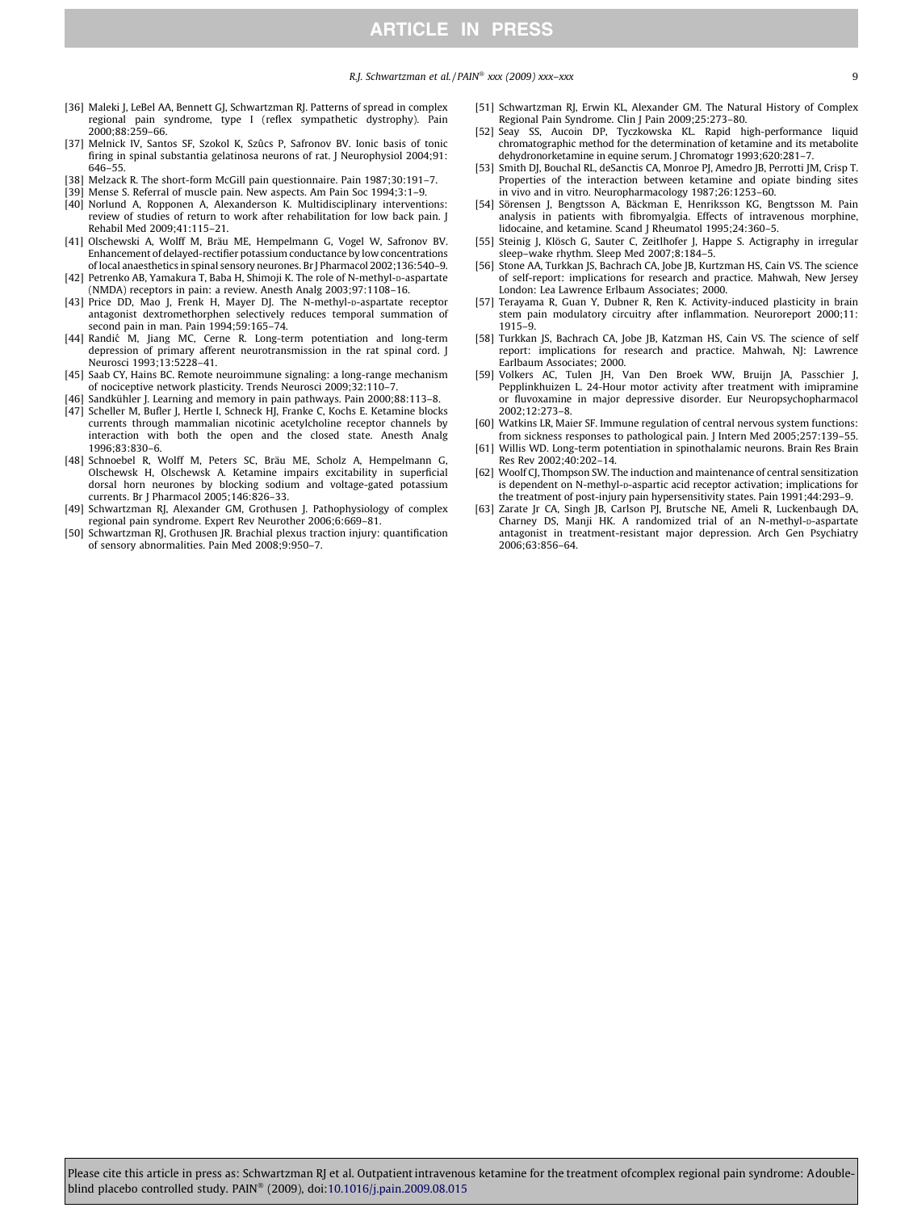[36] Maleki J, LeBel AA, Bennett GJ, Schwartzman RJ. Patterns of spread in complex regional pain syndrome, type I (reflex sympathetic dystrophy). Pain 2000;88:259–66.

[37] Melnick IV, Santos SF, Szokol K, Szûcs P, Safronov BV. Ionic basis of tonic firing in spinal substantia gelatinosa neurons of rat. J Neurophysiol 2004;91: 646–55.

[38] Melzack R. The short-form McGill pain questionnaire. Pain 1987;30:191–7.

[39] Mense S. Referral of muscle pain. New aspects. Am Pain Soc 1994;3:1–9.

[40] Norlund A, Ropponen A, Alexanderson K. Multidisciplinary interventions: review of studies of return to work after rehabilitation for low back pain. J Rehabil Med 2009;41:115–21.

[41] Olschewski A, Wolff M, Bräu ME, Hempelmann G, Vogel W, Safronov BV. Enhancement of delayed-rectifier potassium conductance by low concentrations of local anaesthetics in spinal sensory neurones. Br J Pharmacol 2002;136:540–9.

[42] Petrenko AB, Yamakura T, Baba H, Shimoji K. The role of N-methyl-D-aspartate (NMDA) receptors in pain: a review. Anesth Analg 2003;97:1108–16.

[43] Price DD, Mao J, Frenk H, Mayer DJ. The N-methyl-D-aspartate receptor antagonist dextromethorphen selectively reduces temporal summation of second pain in man. Pain 1994;59:165–74.

[44] Randić M, Jiang MC, Cerne R. Long-term potentiation and long-term depression of primary afferent neurotransmission in the rat spinal cord. J Neurosci 1993;13:5228–41.

[45] Saab CY, Hains BC. Remote neuroimmune signaling: a long-range mechanism of nociceptive network plasticity. Trends Neurosci 2009;32:110–7.

[46] Sandkühler J. Learning and memory in pain pathways. Pain 2000;88:113–8.

[47] Scheller M, Bufler J, Hertle I, Schneck HJ, Franke C, Kochs E. Ketamine blocks currents through mammalian nicotinic acetylcholine receptor channels by interaction with both the open and the closed state. Anesth Analg 1996;83:830–6.

[48] Schnoebel R, Wolff M, Peters SC, Bräu ME, Scholz A, Hempelmann G, Olschewsk H, Olschewsk A. Ketamine impairs excitability in superficial dorsal horn neurones by blocking sodium and voltage-gated potassium currents. Br J Pharmacol 2005;146:826–33.

[49] Schwartzman RJ, Alexander GM, Grothusen J. Pathophysiology of complex regional pain syndrome. Expert Rev Neurother 2006;6:669–81.

[50] Schwartzman RJ, Grothusen JR. Brachial plexus traction injury: quantification of sensory abnormalities. Pain Med 2008;9:950–7.

[51] Schwartzman RJ, Erwin KL, Alexander GM. The Natural History of Complex Regional Pain Syndrome. Clin J Pain 2009;25:273–80.

[52] Seay SS, Aucoin DP, Tyczkowska KL. Rapid high-performance liquid chromatographic method for the determination of ketamine and its metabolite dehydronorketamine in equine serum. J Chromatogr 1993;620:281–7.

[53] Smith DJ, Bouchal RL, deSanctis CA, Monroe PJ, Amedro JB, Perrotti JM, Crisp T. Properties of the interaction between ketamine and opiate binding sites in vivo and in vitro. Neuropharmacology 1987;26:1253–60.

[54] Sörensen J, Bengtsson A, Bäckman E, Henriksson KG, Bengtsson M. Pain analysis in patients with fibromyalgia. Effects of intravenous morphine, lidocaine, and ketamine. Scand J Rheumatol 1995;24:360–5.

[55] Steinig J, Klösch G, Sauter C, Zeitlhofer J, Happe S. Actigraphy in irregular sleep–wake rhythm. Sleep Med 2007;8:184–5.

[56] Stone AA, Turkkan JS, Bachrach CA, Jobe JB, Kurtzman HS, Cain VS. The science of self-report: implications for research and practice. Mahwah, New Jersey London: Lea Lawrence Erlbaum Associates; 2000.

[57] Terayama R, Guan Y, Dubner R, Ren K. Activity-induced plasticity in brain stem pain modulatory circuitry after inflammation. Neuroreport 2000;11: 1915–9.

[58] Turkkan JS, Bachrach CA, Jobe JB, Katzman HS, Cain VS. The science of self report: implications for research and practice. Mahwah, NJ: Lawrence Earlbaum Associates; 2000.

[59] Volkers AC, Tulen JH, Van Den Broek WW, Bruijn JA, Passchier J, Pepplinkhuizen L. 24-Hour motor activity after treatment with imipramine or fluvoxamine in major depressive disorder. Eur Neuropsychopharmacol 2002;12:273–8.

[60] Watkins LR, Maier SF. Immune regulation of central nervous system functions: from sickness responses to pathological pain. J Intern Med 2005;257:139–55.

[61] Willis WD. Long-term potentiation in spinothalamic neurons. Brain Res Brain Res Rev 2002;40:202–14.

[62] Woolf CJ, Thompson SW. The induction and maintenance of central sensitization is dependent on N-methyl-D-aspartic acid receptor activation; implications for the treatment of post-injury pain hypersensitivity states. Pain 1991;44:293–9.

[63] Zarate Jr CA, Singh JB, Carlson PJ, Brutsche NE, Ameli R, Luckenbaugh DA, Charney DS, Manji HK. A randomized trial of an N-methyl-D-aspartate antagonist in treatment-resistant major depression. Arch Gen Psychiatry 2006;63:856–64.